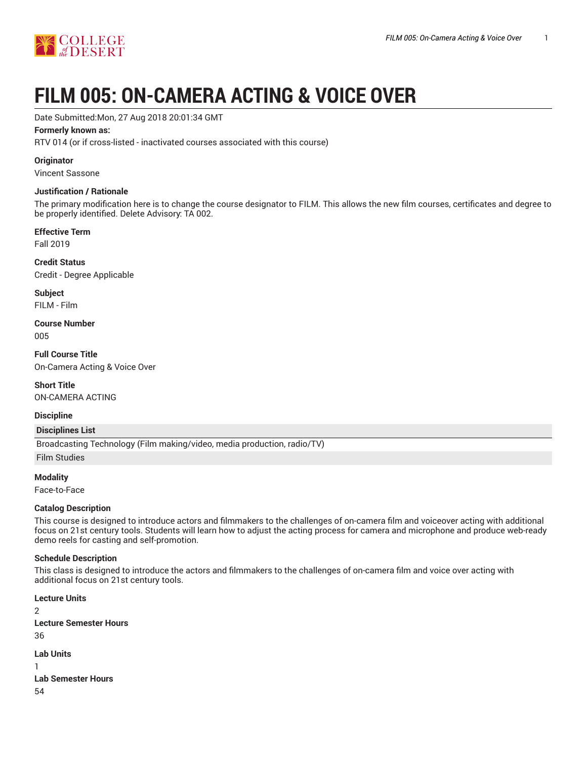# FILM 005: ON-CAMERA ACTING & VOICE OVER

Date Submitted:Mon, 27 Aug 2018 20:01:34 GMT

**Formerly known as:**

RTV 014 (or if cross-listed - inactivated courses associated with this course)

**Originator**

Vincent Sassone

**Justification / Rationale**

The primary modification here is to change the course designator to FILM. This allows the new film courses, certificates and degree to be properly identified. Delete Advisory: TA 002.

**Effective Term**

Fall 2019

**Credit Status**

Credit - Degree Applicable

**Subject**

FILM - Film

**Course Number**

005

**Full Course Title**

On-Camera Acting & Voice Over

**Short Title**

ON-CAMERA ACTING

**Discipline**

| Disciplines List |
|---|
| Broadcasting Technology (Film making/video, media production, radio/TV) |
| Film Studies |

**Modality**

Face-to-Face

**Catalog Description**

This course is designed to introduce actors and filmmakers to the challenges of on-camera film and voiceover acting with additional focus on 21st century tools. Students will learn how to adjust the acting process for camera and microphone and produce web-ready demo reels for casting and self-promotion.

**Schedule Description**

This class is designed to introduce the actors and filmmakers to the challenges of on-camera film and voice over acting with additional focus on 21st century tools.

**Lecture Units**

2

**Lecture Semester Hours**

36

**Lab Units**

1

**Lab Semester Hours**

54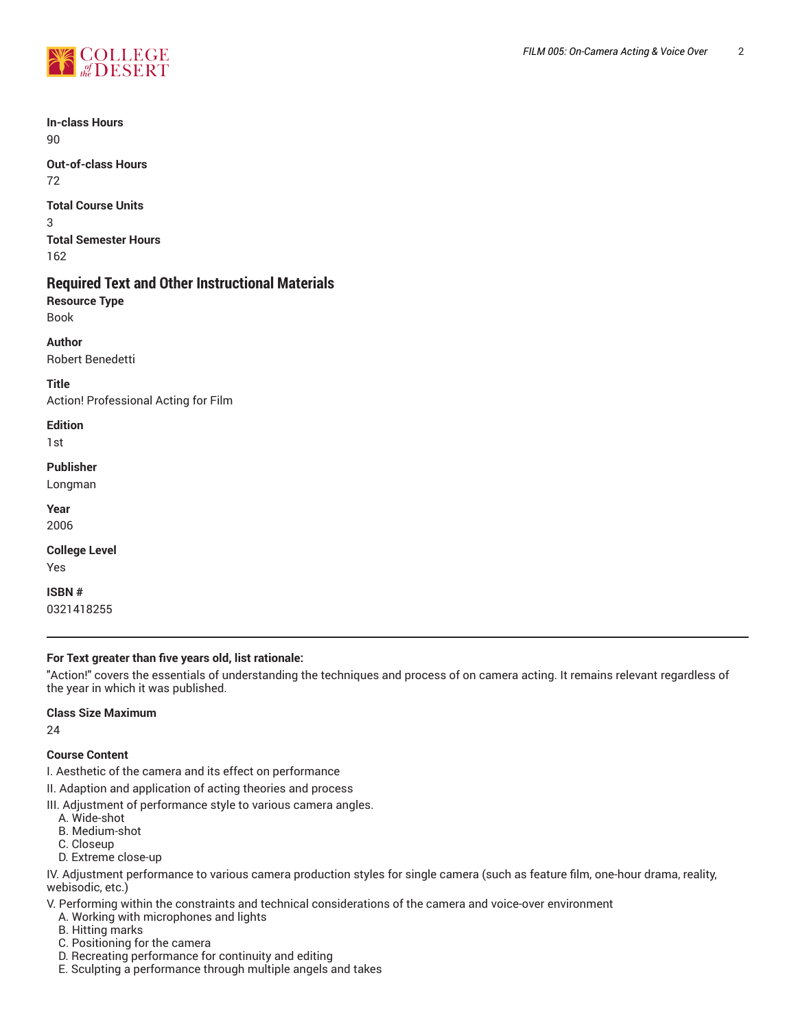**In-class Hours**
90

**Out-of-class Hours**
72

**Total Course Units**
3

**Total Semester Hours**
162

## Required Text and Other Instructional Materials

**Resource Type**
Book

**Author**
Robert Benedetti

**Title**
Action! Professional Acting for Film

**Edition**
1st

**Publisher**
Longman

**Year**
2006

**College Level**
Yes

**ISBN #**
0321418255

---

**For Text greater than five years old, list rationale:**
"Action!" covers the essentials of understanding the techniques and process of on camera acting. It remains relevant regardless of the year in which it was published.

**Class Size Maximum**
24

**Course Content**

I. Aesthetic of the camera and its effect on performance

II. Adaption and application of acting theories and process

III. Adjustment of performance style to various camera angles.
   A. Wide-shot
   B. Medium-shot
   C. Closeup
   D. Extreme close-up

IV. Adjustment performance to various camera production styles for single camera (such as feature film, one-hour drama, reality, webisodic, etc.)

V. Performing within the constraints and technical considerations of the camera and voice-over environment
   A. Working with microphones and lights
   B. Hitting marks
   C. Positioning for the camera
   D. Recreating performance for continuity and editing
   E. Sculpting a performance through multiple angels and takes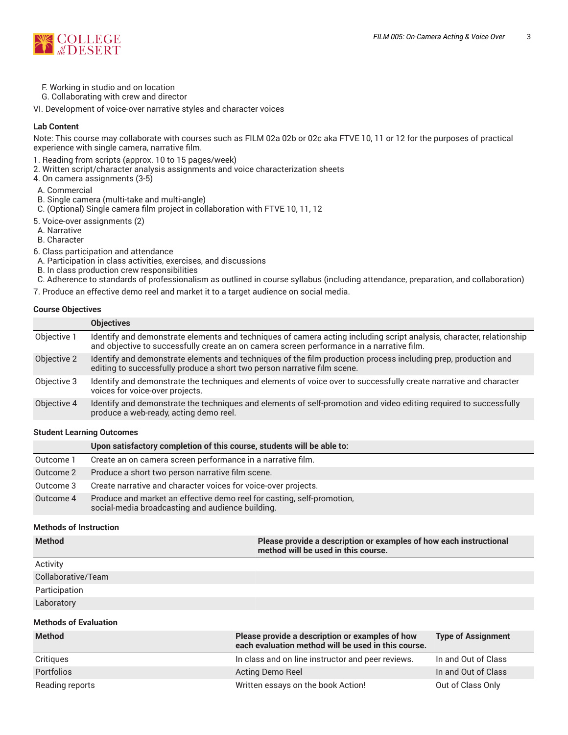F. Working in studio and on location
G. Collaborating with crew and director

VI. Development of voice-over narrative styles and character voices

### Lab Content

Note: This course may collaborate with courses such as FILM 02a 02b or 02c aka FTVE 10, 11 or 12 for the purposes of practical experience with single camera, narrative film.

1. Reading from scripts (approx. 10 to 15 pages/week)
2. Written script/character analysis assignments and voice characterization sheets
4. On camera assignments (3-5)
   A. Commercial
   B. Single camera (multi-take and multi-angle)
   C. (Optional) Single camera film project in collaboration with FTVE 10, 11, 12
5. Voice-over assignments (2)
   A. Narrative
   B. Character
6. Class participation and attendance
   A. Participation in class activities, exercises, and discussions
   B. In class production crew responsibilities
   C. Adherence to standards of professionalism as outlined in course syllabus (including attendance, preparation, and collaboration)
7. Produce an effective demo reel and market it to a target audience on social media.

### Course Objectives

| | Objectives |
|---|---|
| Objective 1 | Identify and demonstrate elements and techniques of camera acting including script analysis, character, relationship and objective to successfully create an on camera screen performance in a narrative film. |
| Objective 2 | Identify and demonstrate elements and techniques of the film production process including prep, production and editing to successfully produce a short two person narrative film scene. |
| Objective 3 | Identify and demonstrate the techniques and elements of voice over to successfully create narrative and character voices for voice-over projects. |
| Objective 4 | Identify and demonstrate the techniques and elements of self-promotion and video editing required to successfully produce a web-ready, acting demo reel. |

### Student Learning Outcomes

| | Upon satisfactory completion of this course, students will be able to: |
|---|---|
| Outcome 1 | Create an on camera screen performance in a narrative film. |
| Outcome 2 | Produce a short two person narrative film scene. |
| Outcome 3 | Create narrative and character voices for voice-over projects. |
| Outcome 4 | Produce and market an effective demo reel for casting, self-promotion, social-media broadcasting and audience building. |

### Methods of Instruction

| Method | Please provide a description or examples of how each instructional method will be used in this course. |
|---|---|
| Activity | |
| Collaborative/Team | |
| Participation | |
| Laboratory | |

### Methods of Evaluation

| Method | Please provide a description or examples of how each evaluation method will be used in this course. | Type of Assignment |
|---|---|---|
| Critiques | In class and on line instructor and peer reviews. | In and Out of Class |
| Portfolios | Acting Demo Reel | In and Out of Class |
| Reading reports | Written essays on the book Action! | Out of Class Only |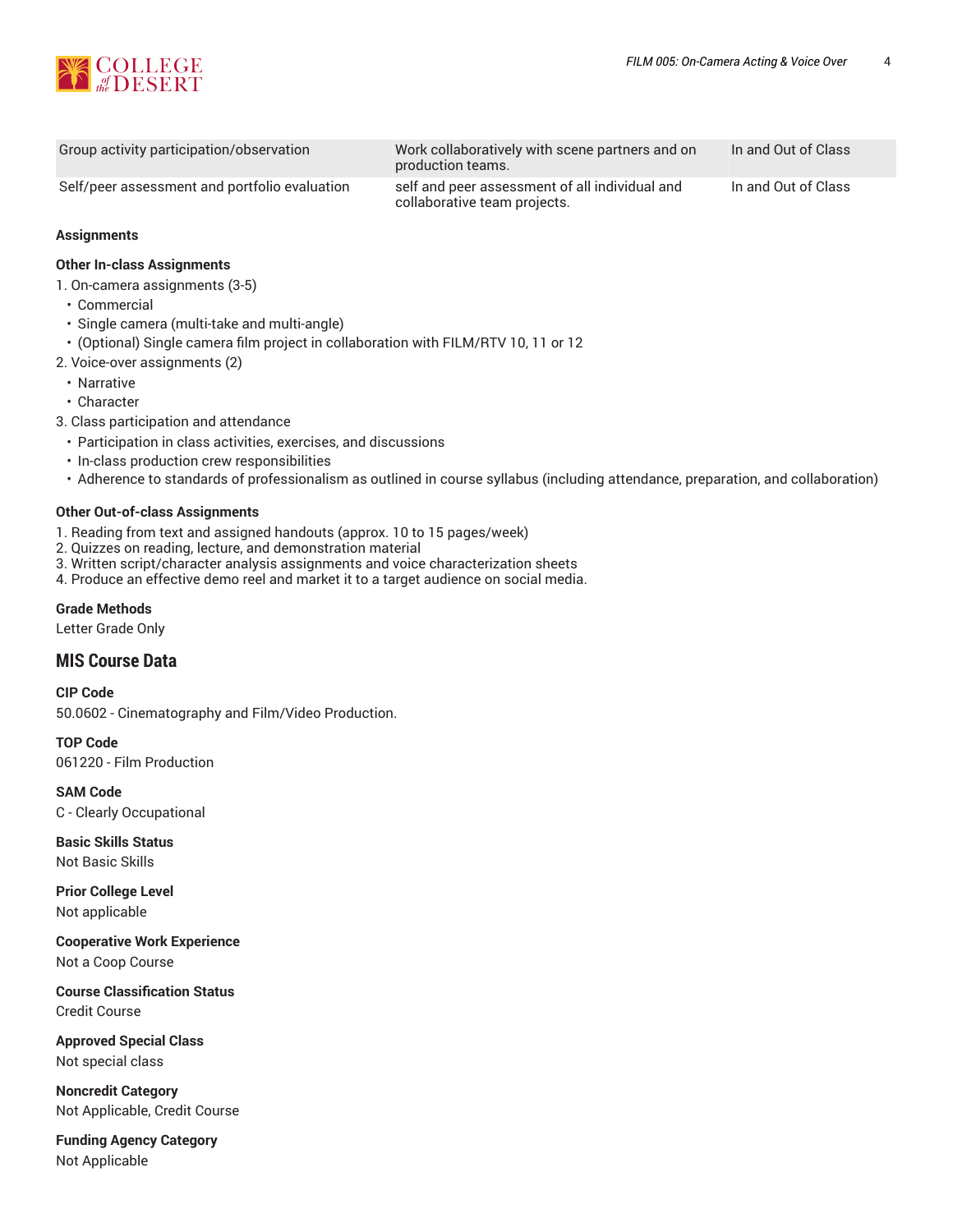| Group activity participation/observation | Work collaboratively with scene partners and on production teams. | In and Out of Class |
|---|---|---|
| Self/peer assessment and portfolio evaluation | self and peer assessment of all individual and collaborative team projects. | In and Out of Class |

**Assignments**

**Other In-class Assignments**

1. On-camera assignments (3-5)
   - Commercial
   - Single camera (multi-take and multi-angle)
   - (Optional) Single camera film project in collaboration with FILM/RTV 10, 11 or 12
2. Voice-over assignments (2)
   - Narrative
   - Character
3. Class participation and attendance
   - Participation in class activities, exercises, and discussions
   - In-class production crew responsibilities
   - Adherence to standards of professionalism as outlined in course syllabus (including attendance, preparation, and collaboration)

**Other Out-of-class Assignments**

1. Reading from text and assigned handouts (approx. 10 to 15 pages/week)
2. Quizzes on reading, lecture, and demonstration material
3. Written script/character analysis assignments and voice characterization sheets
4. Produce an effective demo reel and market it to a target audience on social media.

**Grade Methods**

Letter Grade Only

## MIS Course Data

**CIP Code**

50.0602 - Cinematography and Film/Video Production.

**TOP Code**

061220 - Film Production

**SAM Code**

C - Clearly Occupational

**Basic Skills Status**

Not Basic Skills

**Prior College Level**

Not applicable

**Cooperative Work Experience**

Not a Coop Course

**Course Classification Status**

Credit Course

**Approved Special Class**

Not special class

**Noncredit Category**

Not Applicable, Credit Course

**Funding Agency Category**

Not Applicable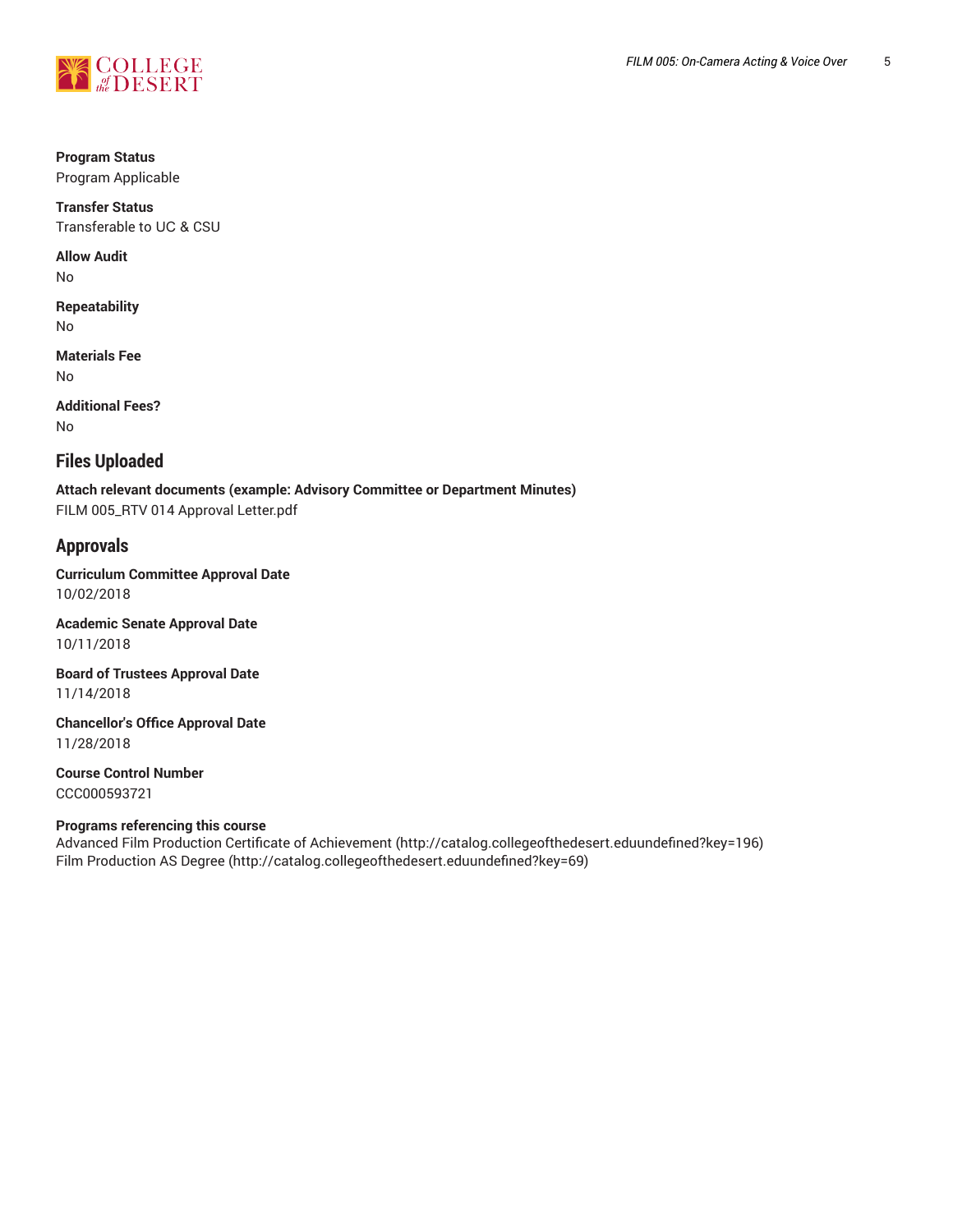**Program Status**
Program Applicable

**Transfer Status**
Transferable to UC & CSU

**Allow Audit**
No

**Repeatability**
No

**Materials Fee**
No

**Additional Fees?**
No

## Files Uploaded

**Attach relevant documents (example: Advisory Committee or Department Minutes)**
FILM 005_RTV 014 Approval Letter.pdf

## Approvals

**Curriculum Committee Approval Date**
10/02/2018

**Academic Senate Approval Date**
10/11/2018

**Board of Trustees Approval Date**
11/14/2018

**Chancellor's Office Approval Date**
11/28/2018

**Course Control Number**
CCC000593721

**Programs referencing this course**
Advanced Film Production Certificate of Achievement (http://catalog.collegeofthedesert.eduundefined?key=196)
Film Production AS Degree (http://catalog.collegeofthedesert.eduundefined?key=69)